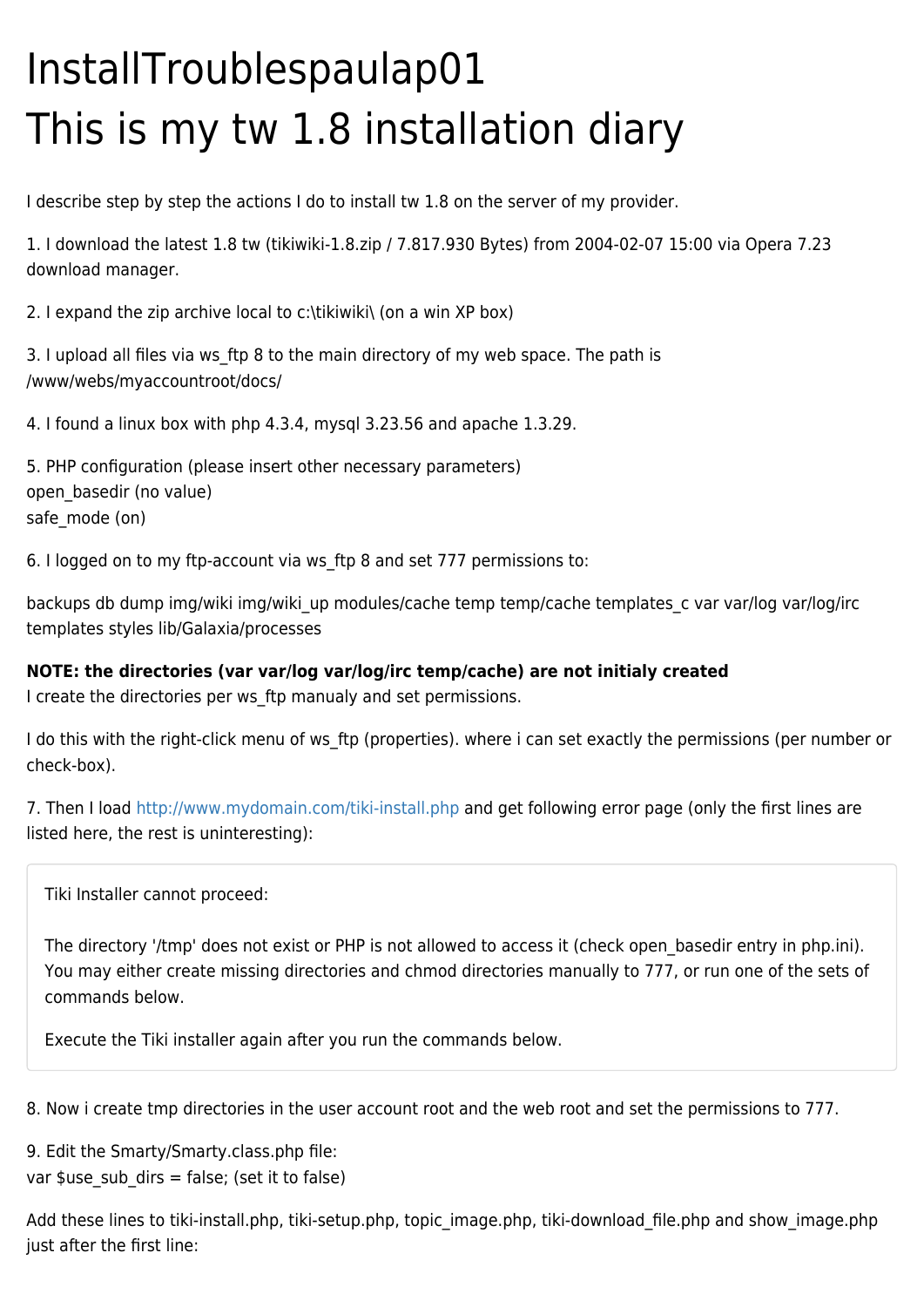# InstallTroublespaulap01

# This is my tw 1.8 installation diary

I describe step by step the actions I do to install tw 1.8 on the server of my provider.

1. I download the latest 1.8 tw (tikiwiki-1.8.zip / 7.817.930 Bytes) from 2004-02-07 15:00 via Opera 7.23 download manager.

2. I expand the zip archive local to c:\tikiwiki\ (on a win XP box)

3. I upload all files via ws_ftp 8 to the main directory of my web space. The path is /www/webs/myaccountroot/docs/

4. I found a linux box with php 4.3.4, mysql 3.23.56 and apache 1.3.29.

5. PHP configuration (please insert other necessary parameters)
open_basedir (no value)
safe_mode (on)

6. I logged on to my ftp-account via ws_ftp 8 and set 777 permissions to:

backups db dump img/wiki img/wiki_up modules/cache temp temp/cache templates_c var var/log var/log/irc templates styles lib/Galaxia/processes

**NOTE: the directories (var var/log var/log/irc temp/cache) are not initialy created**
I create the directories per ws_ftp manualy and set permissions.

I do this with the right-click menu of ws_ftp (properties). where i can set exactly the permissions (per number or check-box).

7. Then I load http://www.mydomain.com/tiki-install.php and get following error page (only the first lines are listed here, the rest is uninteresting):

> Tiki Installer cannot proceed:
>
> The directory '/tmp' does not exist or PHP is not allowed to access it (check open_basedir entry in php.ini). You may either create missing directories and chmod directories manually to 777, or run one of the sets of commands below.
>
> Execute the Tiki installer again after you run the commands below.

8. Now i create tmp directories in the user account root and the web root and set the permissions to 777.

9. Edit the Smarty/Smarty.class.php file:
var $use_sub_dirs = false; (set it to false)

Add these lines to tiki-install.php, tiki-setup.php, topic_image.php, tiki-download_file.php and show_image.php just after the first line: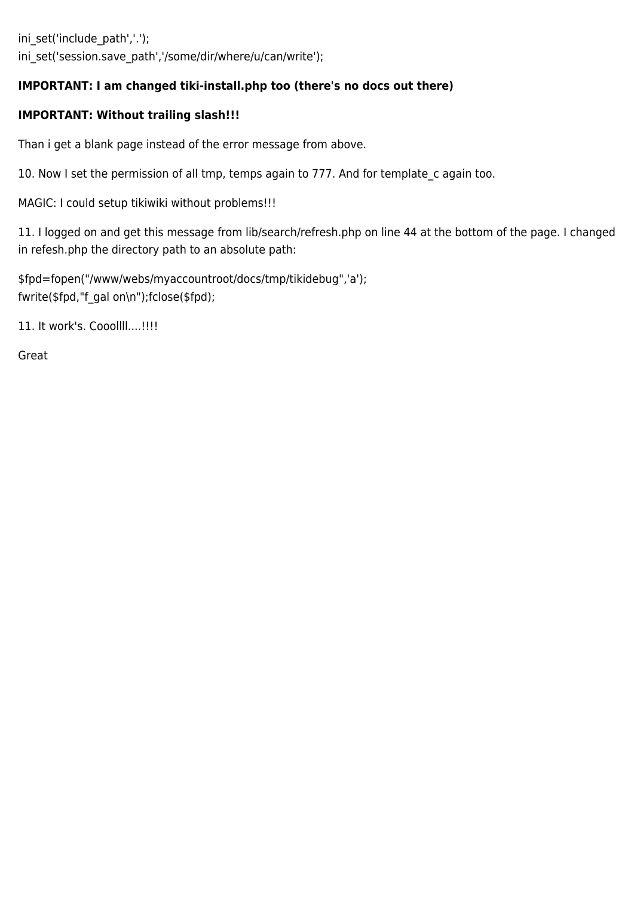```
ini_set('include_path','.');
ini_set('session.save_path','/some/dir/where/u/can/write');
```

**IMPORTANT: I am changed tiki-install.php too (there's no docs out there)**

**IMPORTANT: Without trailing slash!!!**

Than i get a blank page instead of the error message from above.

10. Now I set the permission of all tmp, temps again to 777. And for template_c again too.

MAGIC: I could setup tikiwiki without problems!!!

11. I logged on and get this message from lib/search/refresh.php on line 44 at the bottom of the page. I changed in refesh.php the directory path to an absolute path:

```
$fpd=fopen("/www/webs/myaccountroot/docs/tmp/tikidebug",'a');
fwrite($fpd,"f_gal on\n");fclose($fpd);
```

11. It work's. Cooollll....!!!!

Great